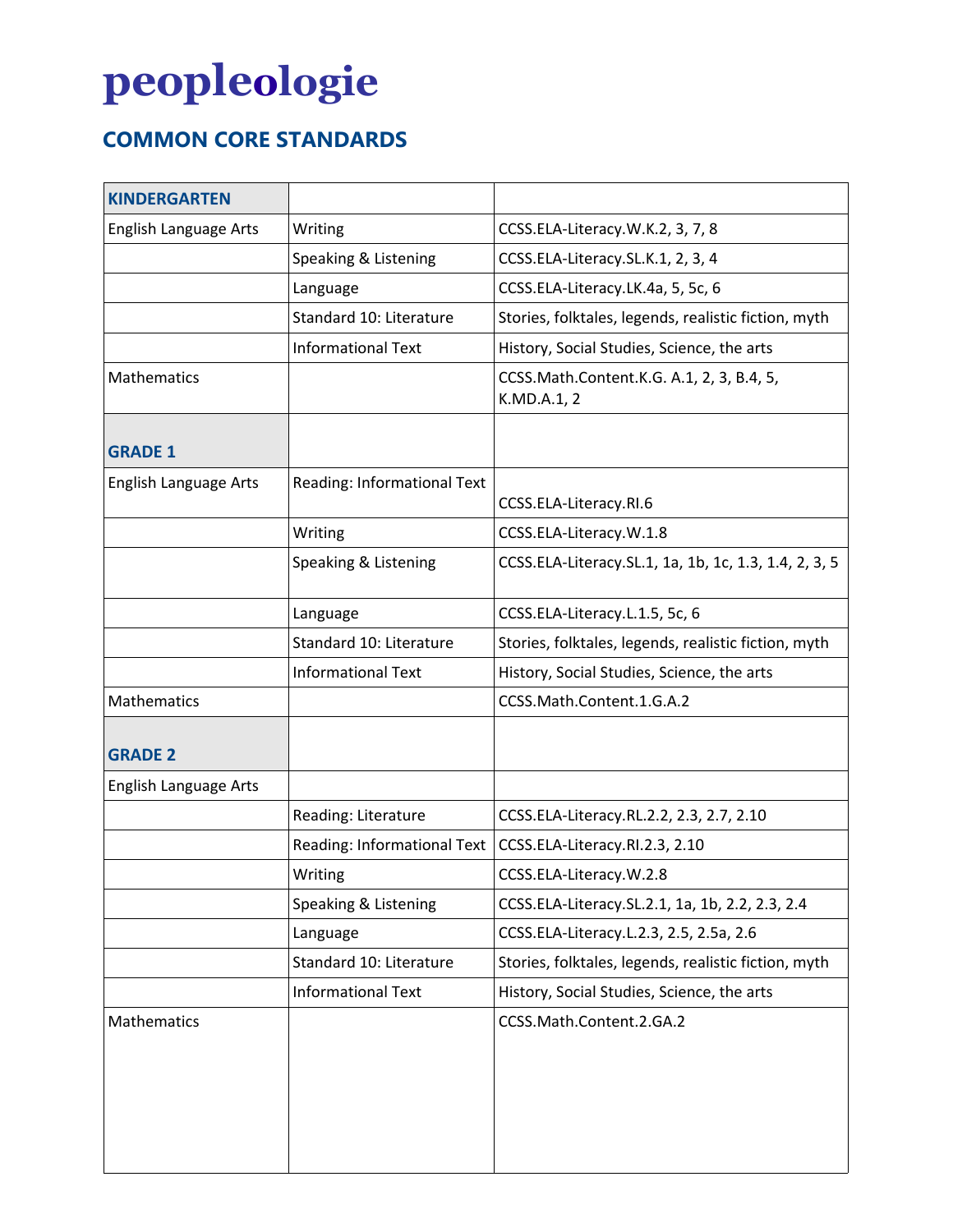# peopleologie

## COMMON CORE STANDARDS

| KINDERGARTEN | | |
|---|---|---|
| English Language Arts | Writing | CCSS.ELA-Literacy.W.K.2, 3, 7, 8 |
| | Speaking & Listening | CCSS.ELA-Literacy.SL.K.1, 2, 3, 4 |
| | Language | CCSS.ELA-Literacy.LK.4a, 5, 5c, 6 |
| | Standard 10: Literature | Stories, folktales, legends, realistic fiction, myth |
| | Informational Text | History, Social Studies, Science, the arts |
| Mathematics | | CCSS.Math.Content.K.G. A.1, 2, 3, B.4, 5, K.MD.A.1, 2 |
| **GRADE 1** | | |
| English Language Arts | Reading: Informational Text | CCSS.ELA-Literacy.RI.6 |
| | Writing | CCSS.ELA-Literacy.W.1.8 |
| | Speaking & Listening | CCSS.ELA-Literacy.SL.1, 1a, 1b, 1c, 1.3, 1.4, 2, 3, 5 |
| | Language | CCSS.ELA-Literacy.L.1.5, 5c, 6 |
| | Standard 10: Literature | Stories, folktales, legends, realistic fiction, myth |
| | Informational Text | History, Social Studies, Science, the arts |
| Mathematics | | CCSS.Math.Content.1.G.A.2 |
| **GRADE 2** | | |
| English Language Arts | | |
| | Reading: Literature | CCSS.ELA-Literacy.RL.2.2, 2.3, 2.7, 2.10 |
| | Reading: Informational Text | CCSS.ELA-Literacy.RI.2.3, 2.10 |
| | Writing | CCSS.ELA-Literacy.W.2.8 |
| | Speaking & Listening | CCSS.ELA-Literacy.SL.2.1, 1a, 1b, 2.2, 2.3, 2.4 |
| | Language | CCSS.ELA-Literacy.L.2.3, 2.5, 2.5a, 2.6 |
| | Standard 10: Literature | Stories, folktales, legends, realistic fiction, myth |
| | Informational Text | History, Social Studies, Science, the arts |
| Mathematics | | CCSS.Math.Content.2.GA.2 |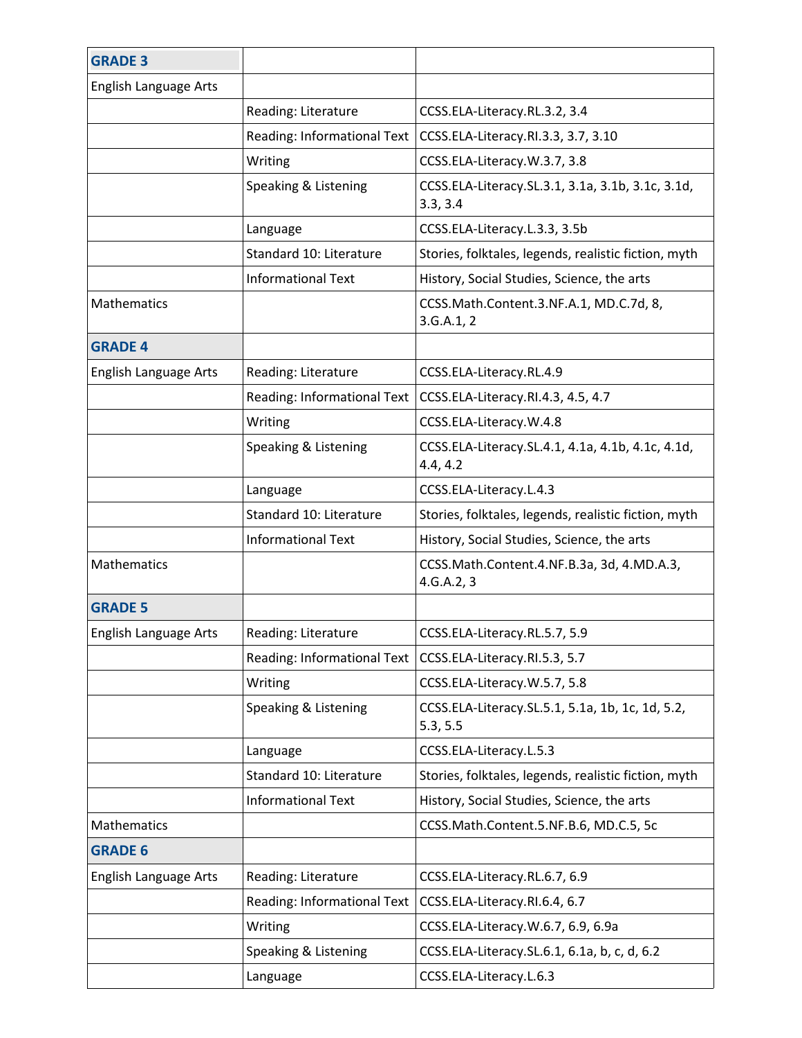| **GRADE 3** | | |
|---|---|---|
| English Language Arts | | |
| | Reading: Literature | CCSS.ELA-Literacy.RL.3.2, 3.4 |
| | Reading: Informational Text | CCSS.ELA-Literacy.RI.3.3, 3.7, 3.10 |
| | Writing | CCSS.ELA-Literacy.W.3.7, 3.8 |
| | Speaking & Listening | CCSS.ELA-Literacy.SL.3.1, 3.1a, 3.1b, 3.1c, 3.1d, 3.3, 3.4 |
| | Language | CCSS.ELA-Literacy.L.3.3, 3.5b |
| | Standard 10: Literature | Stories, folktales, legends, realistic fiction, myth |
| | Informational Text | History, Social Studies, Science, the arts |
| Mathematics | | CCSS.Math.Content.3.NF.A.1, MD.C.7d, 8, 3.G.A.1, 2 |
| **GRADE 4** | | |
| English Language Arts | Reading: Literature | CCSS.ELA-Literacy.RL.4.9 |
| | Reading: Informational Text | CCSS.ELA-Literacy.RI.4.3, 4.5, 4.7 |
| | Writing | CCSS.ELA-Literacy.W.4.8 |
| | Speaking & Listening | CCSS.ELA-Literacy.SL.4.1, 4.1a, 4.1b, 4.1c, 4.1d, 4.4, 4.2 |
| | Language | CCSS.ELA-Literacy.L.4.3 |
| | Standard 10: Literature | Stories, folktales, legends, realistic fiction, myth |
| | Informational Text | History, Social Studies, Science, the arts |
| Mathematics | | CCSS.Math.Content.4.NF.B.3a, 3d, 4.MD.A.3, 4.G.A.2, 3 |
| **GRADE 5** | | |
| English Language Arts | Reading: Literature | CCSS.ELA-Literacy.RL.5.7, 5.9 |
| | Reading: Informational Text | CCSS.ELA-Literacy.RI.5.3, 5.7 |
| | Writing | CCSS.ELA-Literacy.W.5.7, 5.8 |
| | Speaking & Listening | CCSS.ELA-Literacy.SL.5.1, 5.1a, 1b, 1c, 1d, 5.2, 5.3, 5.5 |
| | Language | CCSS.ELA-Literacy.L.5.3 |
| | Standard 10: Literature | Stories, folktales, legends, realistic fiction, myth |
| | Informational Text | History, Social Studies, Science, the arts |
| Mathematics | | CCSS.Math.Content.5.NF.B.6, MD.C.5, 5c |
| **GRADE 6** | | |
| English Language Arts | Reading: Literature | CCSS.ELA-Literacy.RL.6.7, 6.9 |
| | Reading: Informational Text | CCSS.ELA-Literacy.RI.6.4, 6.7 |
| | Writing | CCSS.ELA-Literacy.W.6.7, 6.9, 6.9a |
| | Speaking & Listening | CCSS.ELA-Literacy.SL.6.1, 6.1a, b, c, d, 6.2 |
| | Language | CCSS.ELA-Literacy.L.6.3 |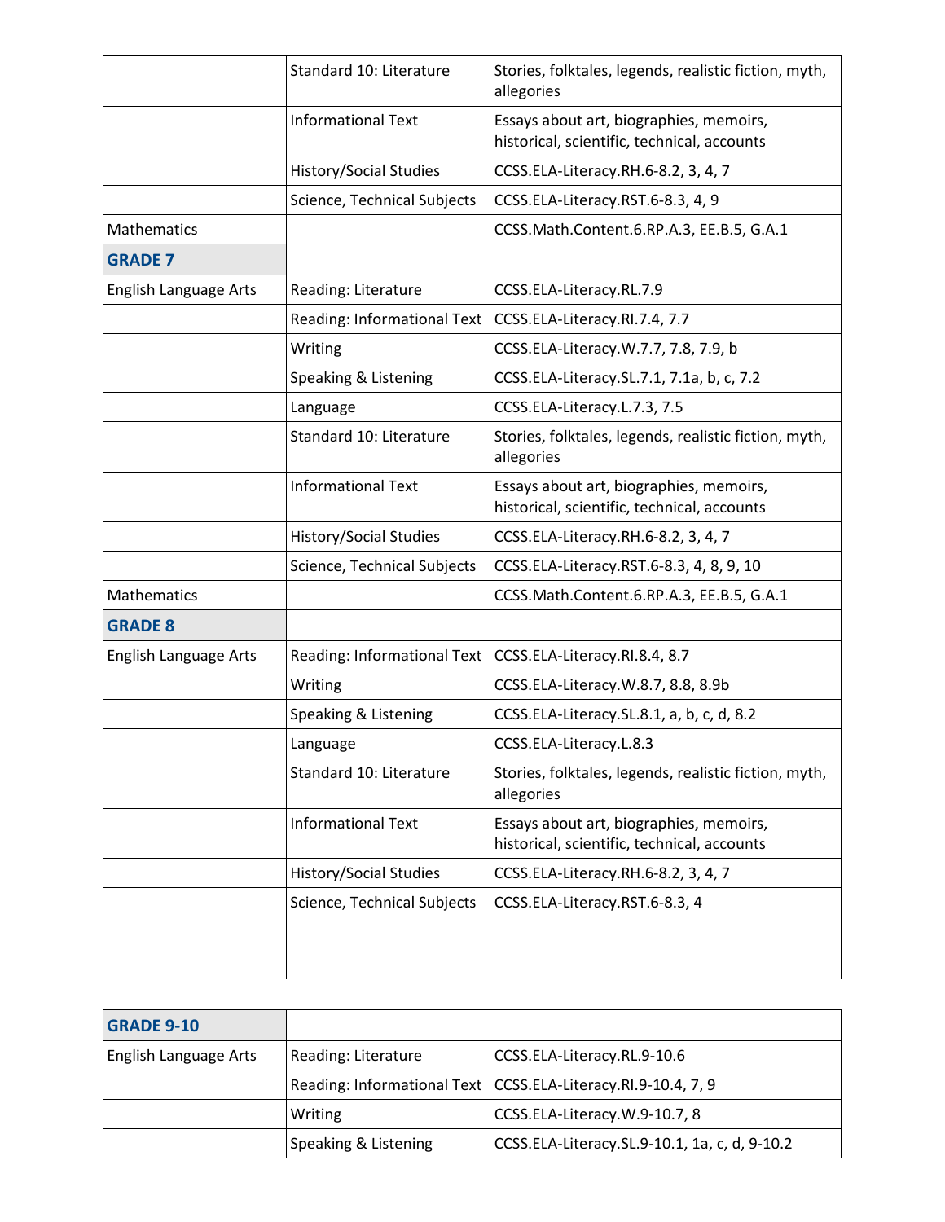| | | |
|---|---|---|
| | Standard 10: Literature | Stories, folktales, legends, realistic fiction, myth, allegories |
| | Informational Text | Essays about art, biographies, memoirs, historical, scientific, technical, accounts |
| | History/Social Studies | CCSS.ELA-Literacy.RH.6-8.2, 3, 4, 7 |
| | Science, Technical Subjects | CCSS.ELA-Literacy.RST.6-8.3, 4, 9 |
| Mathematics | | CCSS.Math.Content.6.RP.A.3, EE.B.5, G.A.1 |
| **GRADE 7** | | |
| English Language Arts | Reading: Literature | CCSS.ELA-Literacy.RL.7.9 |
| | Reading: Informational Text | CCSS.ELA-Literacy.RI.7.4, 7.7 |
| | Writing | CCSS.ELA-Literacy.W.7.7, 7.8, 7.9, b |
| | Speaking & Listening | CCSS.ELA-Literacy.SL.7.1, 7.1a, b, c, 7.2 |
| | Language | CCSS.ELA-Literacy.L.7.3, 7.5 |
| | Standard 10: Literature | Stories, folktales, legends, realistic fiction, myth, allegories |
| | Informational Text | Essays about art, biographies, memoirs, historical, scientific, technical, accounts |
| | History/Social Studies | CCSS.ELA-Literacy.RH.6-8.2, 3, 4, 7 |
| | Science, Technical Subjects | CCSS.ELA-Literacy.RST.6-8.3, 4, 8, 9, 10 |
| Mathematics | | CCSS.Math.Content.6.RP.A.3, EE.B.5, G.A.1 |
| **GRADE 8** | | |
| English Language Arts | Reading: Informational Text | CCSS.ELA-Literacy.RI.8.4, 8.7 |
| | Writing | CCSS.ELA-Literacy.W.8.7, 8.8, 8.9b |
| | Speaking & Listening | CCSS.ELA-Literacy.SL.8.1, a, b, c, d, 8.2 |
| | Language | CCSS.ELA-Literacy.L.8.3 |
| | Standard 10: Literature | Stories, folktales, legends, realistic fiction, myth, allegories |
| | Informational Text | Essays about art, biographies, memoirs, historical, scientific, technical, accounts |
| | History/Social Studies | CCSS.ELA-Literacy.RH.6-8.2, 3, 4, 7 |
| | Science, Technical Subjects | CCSS.ELA-Literacy.RST.6-8.3, 4 |
| **GRADE 9-10** | | |
| English Language Arts | Reading: Literature | CCSS.ELA-Literacy.RL.9-10.6 |
| | Reading: Informational Text | CCSS.ELA-Literacy.RI.9-10.4, 7, 9 |
| | Writing | CCSS.ELA-Literacy.W.9-10.7, 8 |
| | Speaking & Listening | CCSS.ELA-Literacy.SL.9-10.1, 1a, c, d, 9-10.2 |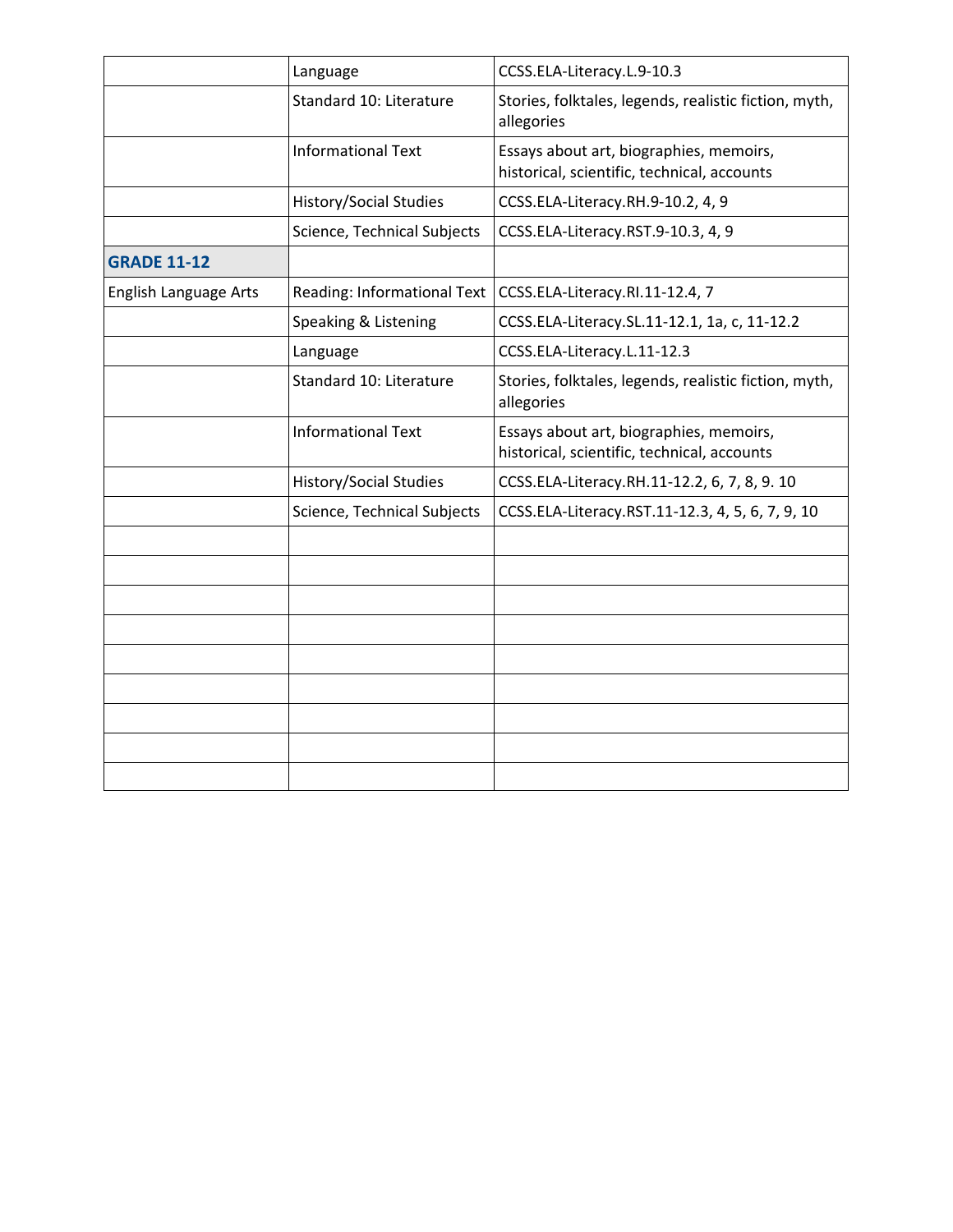| | | |
|---|---|---|
| | Language | CCSS.ELA-Literacy.L.9-10.3 |
| | Standard 10: Literature | Stories, folktales, legends, realistic fiction, myth, allegories |
| | Informational Text | Essays about art, biographies, memoirs, historical, scientific, technical, accounts |
| | History/Social Studies | CCSS.ELA-Literacy.RH.9-10.2, 4, 9 |
| | Science, Technical Subjects | CCSS.ELA-Literacy.RST.9-10.3, 4, 9 |
| **GRADE 11-12** | | |
| English Language Arts | Reading: Informational Text | CCSS.ELA-Literacy.RI.11-12.4, 7 |
| | Speaking & Listening | CCSS.ELA-Literacy.SL.11-12.1, 1a, c, 11-12.2 |
| | Language | CCSS.ELA-Literacy.L.11-12.3 |
| | Standard 10: Literature | Stories, folktales, legends, realistic fiction, myth, allegories |
| | Informational Text | Essays about art, biographies, memoirs, historical, scientific, technical, accounts |
| | History/Social Studies | CCSS.ELA-Literacy.RH.11-12.2, 6, 7, 8, 9. 10 |
| | Science, Technical Subjects | CCSS.ELA-Literacy.RST.11-12.3, 4, 5, 6, 7, 9, 10 |
| | | |
| | | |
| | | |
| | | |
| | | |
| | | |
| | | |
| | | |
| | | |